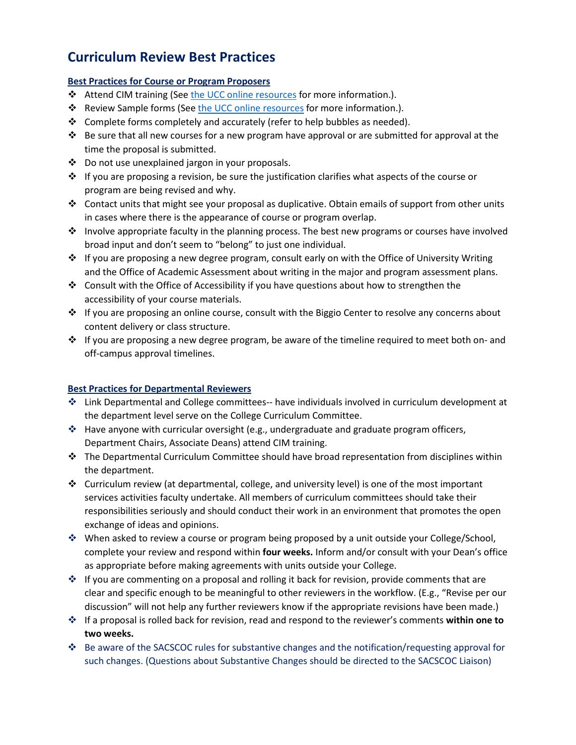# Curriculum Review Best Practices

## Best Practices for Course or Program Proposers

- Attend CIM training (See the UCC online resources for more information.).
- Review Sample forms (See the UCC online resources for more information.).
- Complete forms completely and accurately (refer to help bubbles as needed).
- Be sure that all new courses for a new program have approval or are submitted for approval at the time the proposal is submitted.
- Do not use unexplained jargon in your proposals.
- If you are proposing a revision, be sure the justification clarifies what aspects of the course or program are being revised and why.
- Contact units that might see your proposal as duplicative. Obtain emails of support from other units in cases where there is the appearance of course or program overlap.
- Involve appropriate faculty in the planning process. The best new programs or courses have involved broad input and don't seem to "belong" to just one individual.
- If you are proposing a new degree program, consult early on with the Office of University Writing and the Office of Academic Assessment about writing in the major and program assessment plans.
- Consult with the Office of Accessibility if you have questions about how to strengthen the accessibility of your course materials.
- If you are proposing an online course, consult with the Biggio Center to resolve any concerns about content delivery or class structure.
- If you are proposing a new degree program, be aware of the timeline required to meet both on- and off-campus approval timelines.

## Best Practices for Departmental Reviewers

- Link Departmental and College committees-- have individuals involved in curriculum development at the department level serve on the College Curriculum Committee.
- Have anyone with curricular oversight (e.g., undergraduate and graduate program officers, Department Chairs, Associate Deans) attend CIM training.
- The Departmental Curriculum Committee should have broad representation from disciplines within the department.
- Curriculum review (at departmental, college, and university level) is one of the most important services activities faculty undertake. All members of curriculum committees should take their responsibilities seriously and should conduct their work in an environment that promotes the open exchange of ideas and opinions.
- When asked to review a course or program being proposed by a unit outside your College/School, complete your review and respond within **four weeks.** Inform and/or consult with your Dean's office as appropriate before making agreements with units outside your College.
- If you are commenting on a proposal and rolling it back for revision, provide comments that are clear and specific enough to be meaningful to other reviewers in the workflow. (E.g., "Revise per our discussion" will not help any further reviewers know if the appropriate revisions have been made.)
- If a proposal is rolled back for revision, read and respond to the reviewer's comments **within one to two weeks.**
- Be aware of the SACSCOC rules for substantive changes and the notification/requesting approval for such changes. (Questions about Substantive Changes should be directed to the SACSCOC Liaison)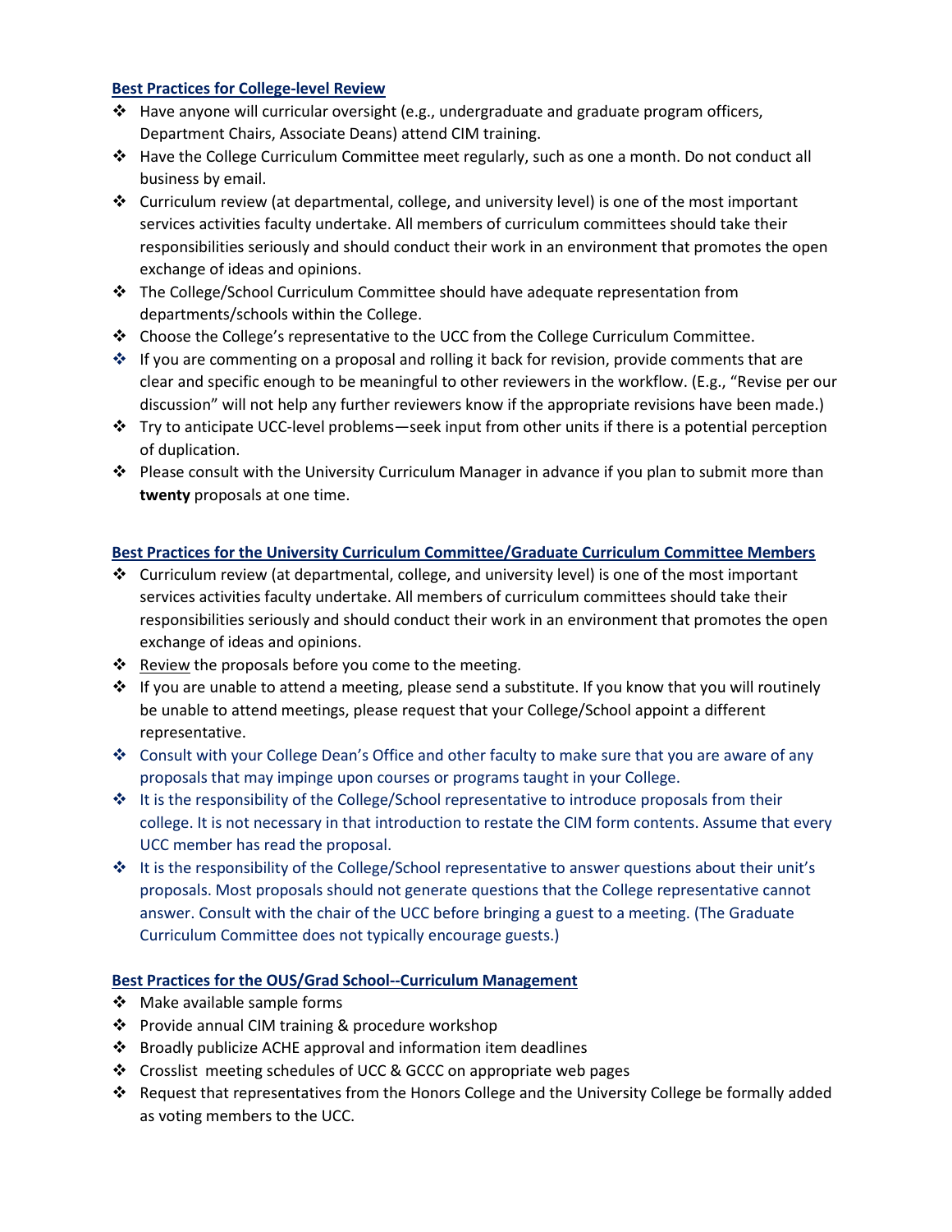**Best Practices for College-level Review**

- Have anyone will curricular oversight (e.g., undergraduate and graduate program officers, Department Chairs, Associate Deans) attend CIM training.
- Have the College Curriculum Committee meet regularly, such as one a month. Do not conduct all business by email.
- Curriculum review (at departmental, college, and university level) is one of the most important services activities faculty undertake. All members of curriculum committees should take their responsibilities seriously and should conduct their work in an environment that promotes the open exchange of ideas and opinions.
- The College/School Curriculum Committee should have adequate representation from departments/schools within the College.
- Choose the College's representative to the UCC from the College Curriculum Committee.
- If you are commenting on a proposal and rolling it back for revision, provide comments that are clear and specific enough to be meaningful to other reviewers in the workflow. (E.g., "Revise per our discussion" will not help any further reviewers know if the appropriate revisions have been made.)
- Try to anticipate UCC-level problems—seek input from other units if there is a potential perception of duplication.
- Please consult with the University Curriculum Manager in advance if you plan to submit more than **twenty** proposals at one time.

**Best Practices for the University Curriculum Committee/Graduate Curriculum Committee Members**

- Curriculum review (at departmental, college, and university level) is one of the most important services activities faculty undertake. All members of curriculum committees should take their responsibilities seriously and should conduct their work in an environment that promotes the open exchange of ideas and opinions.
- Review the proposals before you come to the meeting.
- If you are unable to attend a meeting, please send a substitute. If you know that you will routinely be unable to attend meetings, please request that your College/School appoint a different representative.
- Consult with your College Dean's Office and other faculty to make sure that you are aware of any proposals that may impinge upon courses or programs taught in your College.
- It is the responsibility of the College/School representative to introduce proposals from their college. It is not necessary in that introduction to restate the CIM form contents. Assume that every UCC member has read the proposal.
- It is the responsibility of the College/School representative to answer questions about their unit's proposals. Most proposals should not generate questions that the College representative cannot answer. Consult with the chair of the UCC before bringing a guest to a meeting. (The Graduate Curriculum Committee does not typically encourage guests.)

**Best Practices for the OUS/Grad School--Curriculum Management**

- Make available sample forms
- Provide annual CIM training & procedure workshop
- Broadly publicize ACHE approval and information item deadlines
- Crosslist meeting schedules of UCC & GCCC on appropriate web pages
- Request that representatives from the Honors College and the University College be formally added as voting members to the UCC.